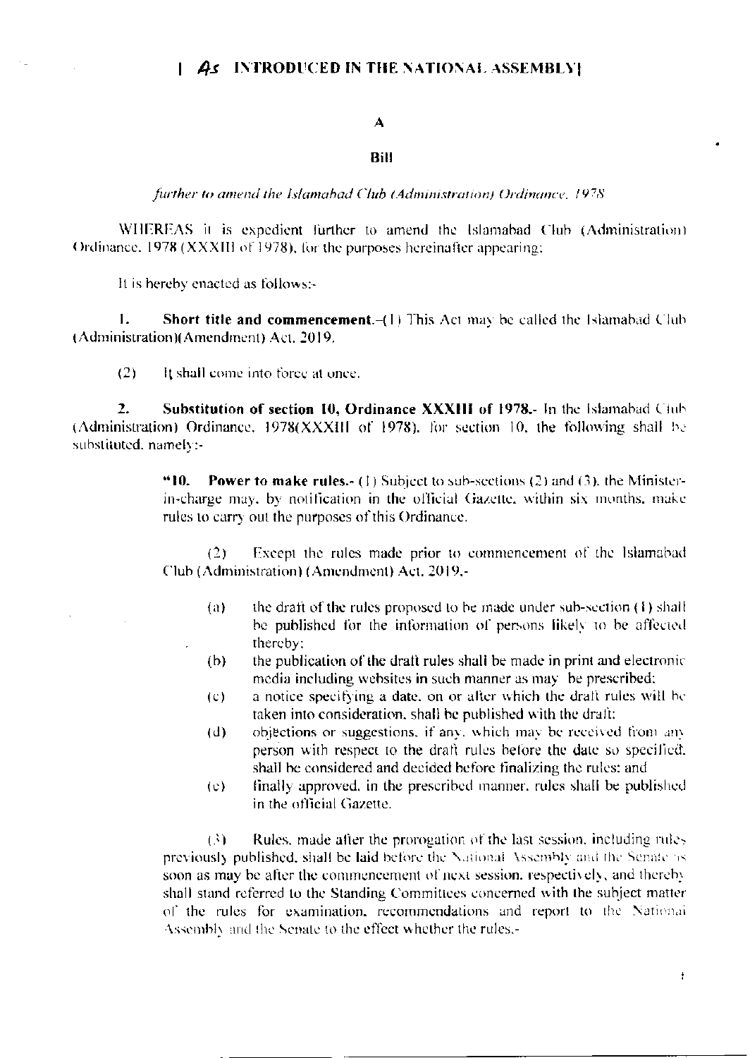# [ As INTRODUCED IN THE NATIONAL ASSEMBLY]

## A

## Bill

*further to amend the Islamabad Club (Administration) Ordinance, 1978*

WHEREAS it is expedient further to amend the Islamabad Club (Administration) Ordinance, 1978 (XXXIII of 1978), for the purposes hereinafter appearing;

It is hereby enacted as follows:-

1. **Short title and commencement.**–(1) This Act may be called the Islamabad Club (Administration)(Amendment) Act, 2019.

(2) It shall come into force at once.

2. **Substitution of section 10, Ordinance XXXIII of 1978.**- In the Islamabad Club (Administration) Ordinance, 1978(XXXIII of 1978), for section 10, the following shall be substituted, namely:-

> "**10. Power to make rules.**- (1) Subject to sub-sections (2) and (3), the Minister-in-charge may, by notification in the official Gazette, within six months, make rules to carry out the purposes of this Ordinance.
>
> (2) Except the rules made prior to commencement of the Islamabad Club (Administration) (Amendment) Act, 2019,-
>
> (a) the draft of the rules proposed to be made under sub-section (1) shall be published for the information of persons likely to be affected thereby;
>
> (b) the publication of the draft rules shall be made in print and electronic media including websites in such manner as may be prescribed;
>
> (c) a notice specifying a date, on or after which the draft rules will be taken into consideration, shall be published with the draft;
>
> (d) objections or suggestions, if any, which may be received from any person with respect to the draft rules before the date so specified, shall be considered and decided before finalizing the rules; and
>
> (e) finally approved, in the prescribed manner, rules shall be published in the official Gazette.
>
> (3) Rules, made after the prorogation of the last session, including rules previously published, shall be laid before the National Assembly and the Senate as soon as may be after the commencement of next session, respectively, and thereby shall stand referred to the Standing Committees concerned with the subject matter of the rules for examination, recommendations and report to the National Assembly and the Senate to the effect whether the rules,-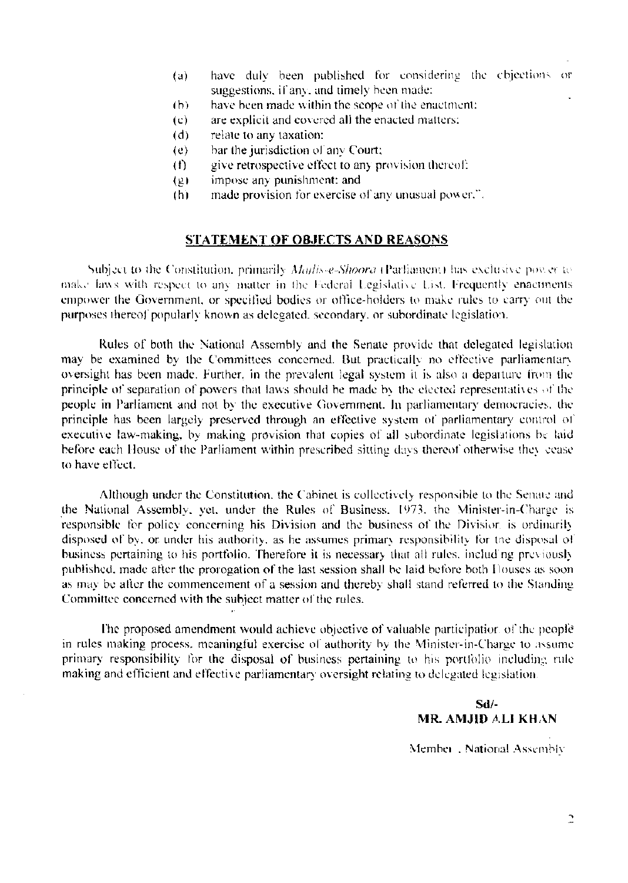(a) have duly been published for considering the objections or suggestions, if any, and timely been made:
(b) have been made within the scope of the enactment:
(c) are explicit and covered all the enacted matters:
(d) relate to any taxation:
(e) bar the jurisdiction of any Court;
(f) give retrospective effect to any provision thereof:
(g) impose any punishment: and
(h) made provision for exercise of any unusual power.".

## STATEMENT OF OBJECTS AND REASONS

Subject to the Constitution, primarily *Majlis-e-Shoora* (Parliament) has exclusive power to make laws with respect to any matter in the Federal Legislative List. Frequently enactments empower the Government, or specified bodies or office-holders to make rules to carry out the purposes thereof popularly known as delegated, secondary, or subordinate legislation.

Rules of both the National Assembly and the Senate provide that delegated legislation may be examined by the Committees concerned. But practically no effective parliamentary oversight has been made. Further, in the prevalent legal system it is also a departure from the principle of separation of powers that laws should be made by the elected representatives of the people in Parliament and not by the executive Government. In parliamentary democracies, the principle has been largely preserved through an effective system of parliamentary control of executive law-making, by making provision that copies of all subordinate legislations be laid before each House of the Parliament within prescribed sitting days thereof otherwise they cease to have effect.

Although under the Constitution, the Cabinet is collectively responsible to the Senate and the National Assembly, yet, under the Rules of Business, 1973, the Minister-in-Charge is responsible for policy concerning his Division and the business of the Division is ordinarily disposed of by, or under his authority, as he assumes primary responsibility for the disposal of business pertaining to his portfolio. Therefore it is necessary that all rules, including previously published, made after the prorogation of the last session shall be laid before both Houses as soon as may be after the commencement of a session and thereby shall stand referred to the Standing Committee concerned with the subject matter of the rules.

The proposed amendment would achieve objective of valuable participation of the people in rules making process, meaningful exercise of authority by the Minister-in-Charge to assume primary responsibility for the disposal of business pertaining to his portfolio including rule making and efficient and effective parliamentary oversight relating to delegated legislation.

**Sd/-**
**MR. AMJID ALI KHAN**

Member, National Assembly